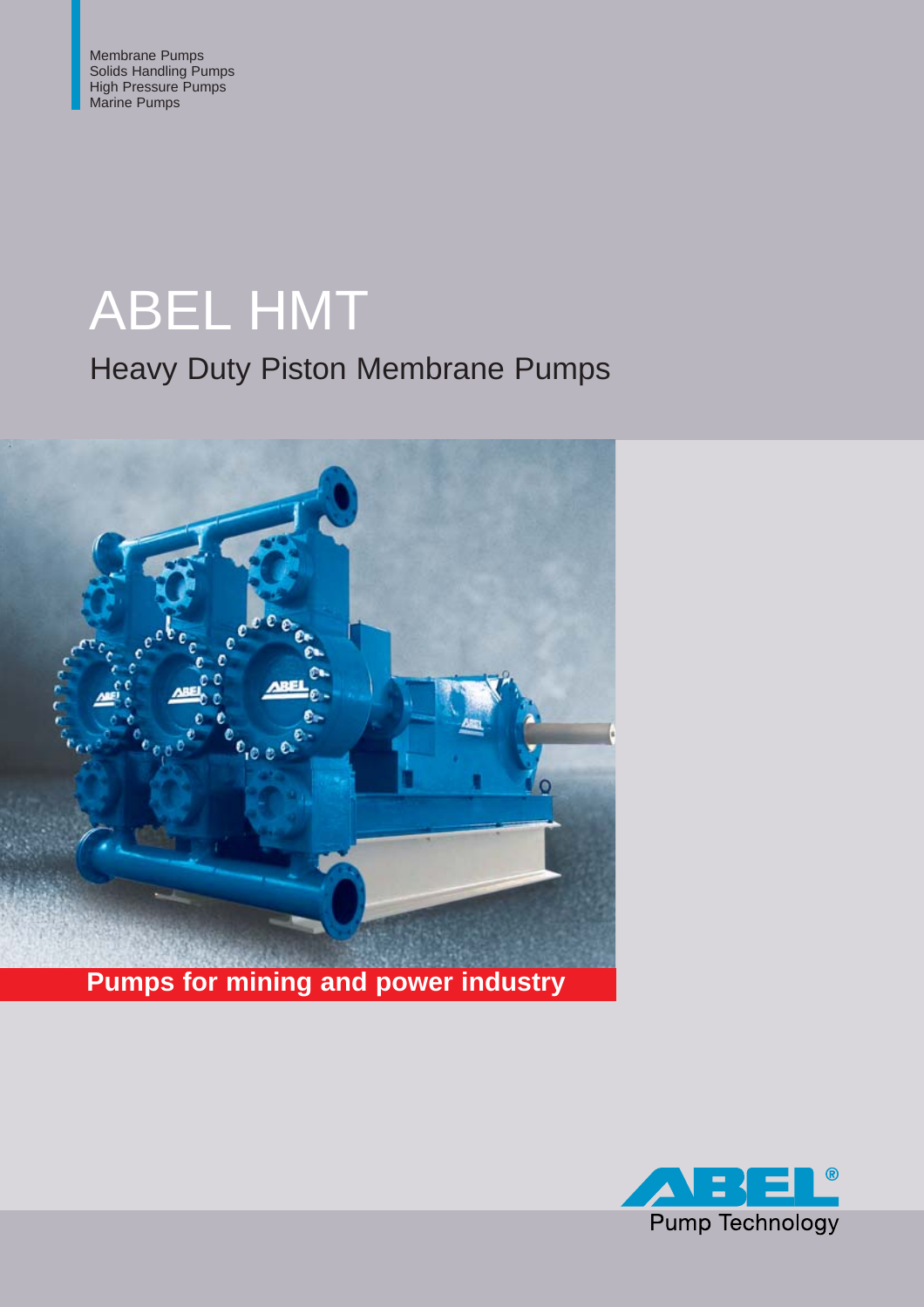Membrane Pumps
Solids Handling Pumps
High Pressure Pumps
Marine Pumps

# ABEL HMT

## Heavy Duty Piston Membrane Pumps

**Pumps for mining and power industry**

ABEL®
Pump Technology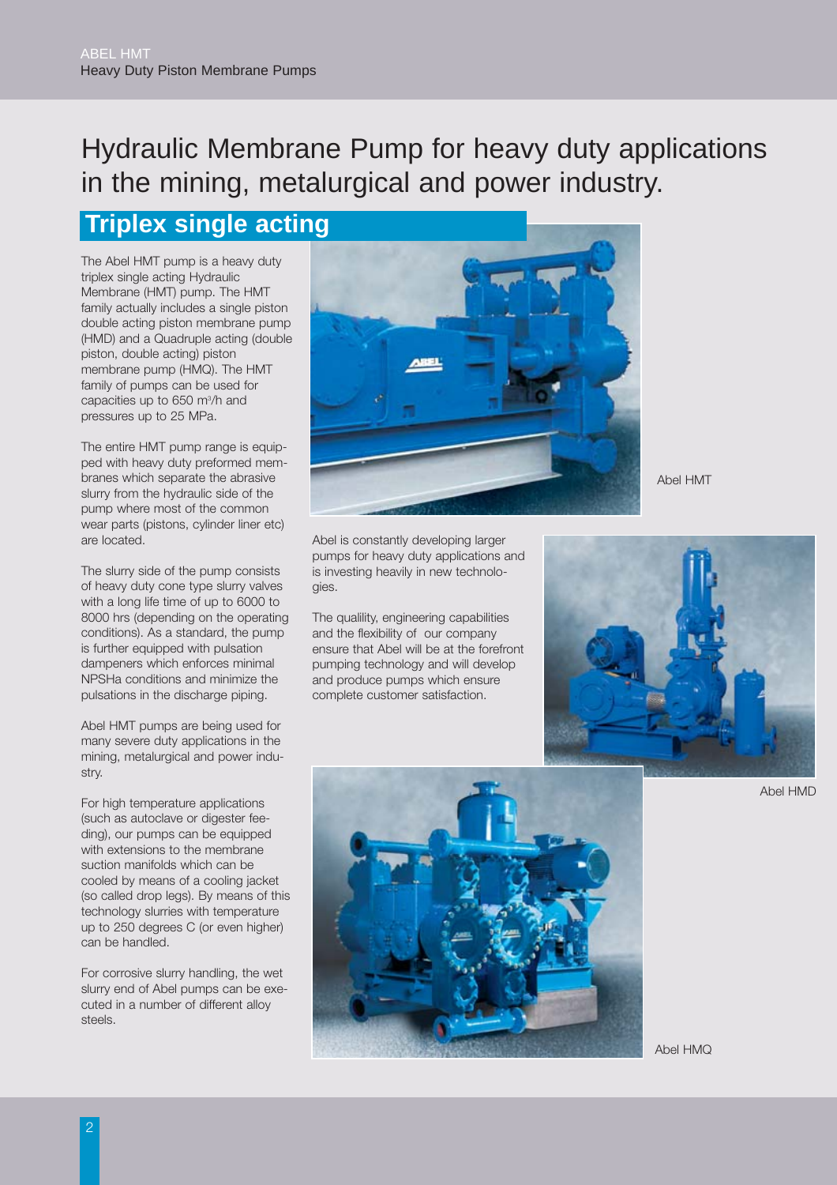# Hydraulic Membrane Pump for heavy duty applications in the mining, metalurgical and power industry.

## Triplex single acting

The Abel HMT pump is a heavy duty triplex single acting Hydraulic Membrane (HMT) pump. The HMT family actually includes a single piston double acting piston membrane pump (HMD) and a Quadruple acting (double piston, double acting) piston membrane pump (HMQ). The HMT family of pumps can be used for capacities up to 650 $m^3/h$ and pressures up to 25 MPa.

The entire HMT pump range is equipped with heavy duty preformed membranes which separate the abrasive slurry from the hydraulic side of the pump where most of the common wear parts (pistons, cylinder liner etc) are located.

The slurry side of the pump consists of heavy duty cone type slurry valves with a long life time of up to 6000 to 8000 hrs (depending on the operating conditions). As a standard, the pump is further equipped with pulsation dampeners which enforces minimal NPSHa conditions and minimize the pulsations in the discharge piping.

Abel HMT pumps are being used for many severe duty applications in the mining, metalurgical and power industry.

For high temperature applications (such as autoclave or digester feeding), our pumps can be equipped with extensions to the membrane suction manifolds which can be cooled by means of a cooling jacket (so called drop legs). By means of this technology slurries with temperature up to 250 degrees C (or even higher) can be handled.

For corrosive slurry handling, the wet slurry end of Abel pumps can be executed in a number of different alloy steels.

Abel HMT

Abel is constantly developing larger pumps for heavy duty applications and is investing heavily in new technologies.

The qualility, engineering capabilities and the flexibility of our company ensure that Abel will be at the forefront pumping technology and will develop and produce pumps which ensure complete customer satisfaction.

Abel HMD

Abel HMQ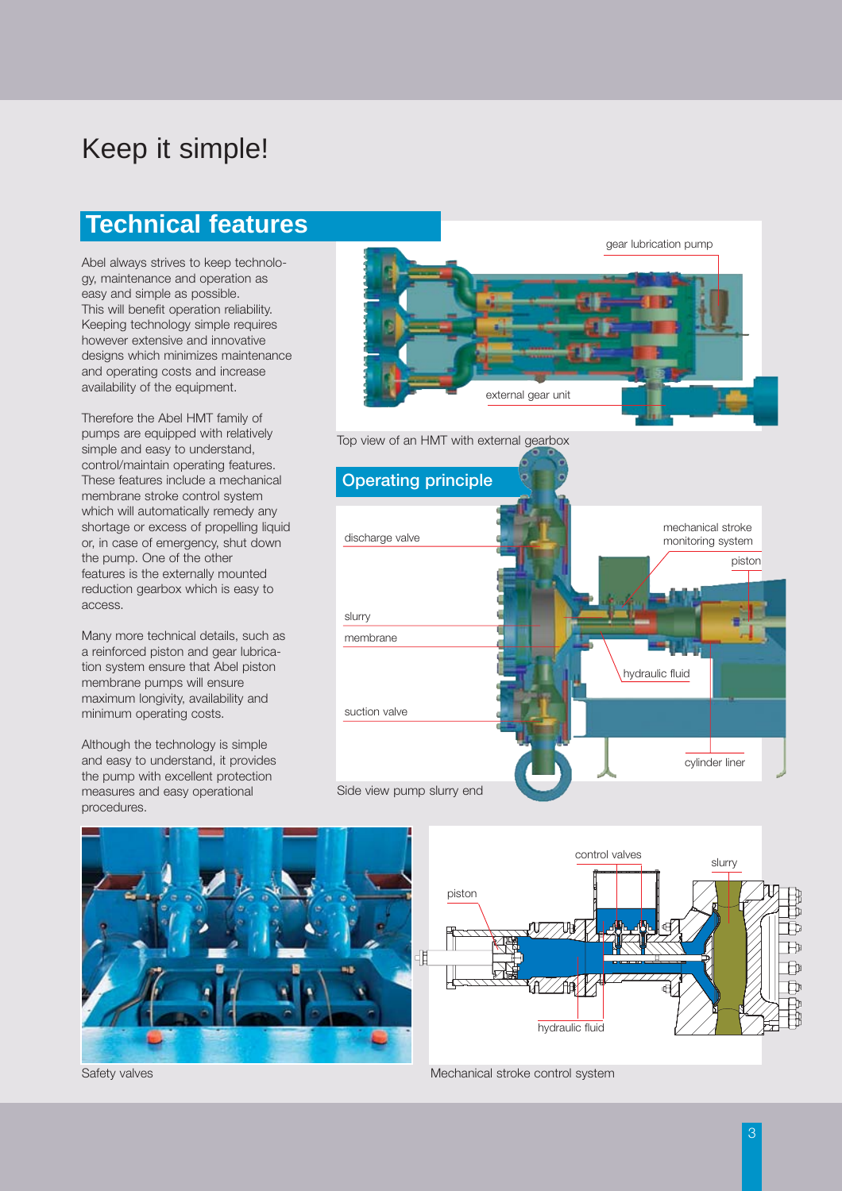# Keep it simple!

## Technical features

Abel always strives to keep technology, maintenance and operation as easy and simple as possible. This will benefit operation reliability. Keeping technology simple requires however extensive and innovative designs which minimizes maintenance and operating costs and increase availability of the equipment.

Therefore the Abel HMT family of pumps are equipped with relatively simple and easy to understand, control/maintain operating features. These features include a mechanical membrane stroke control system which will automatically remedy any shortage or excess of propelling liquid or, in case of emergency, shut down the pump. One of the other features is the externally mounted reduction gearbox which is easy to access.

Many more technical details, such as a reinforced piston and gear lubrication system ensure that Abel piston membrane pumps will ensure maximum longivity, availability and minimum operating costs.

Although the technology is simple and easy to understand, it provides the pump with excellent protection measures and easy operational procedures.

gear lubrication pump

external gear unit

Top view of an HMT with external gearbox

## Operating principle

discharge valve

slurry

membrane

suction valve

mechanical stroke monitoring system

piston

hydraulic fluid

cylinder liner

Side view pump slurry end

Safety valves

control valves

slurry

piston

hydraulic fluid

Mechanical stroke control system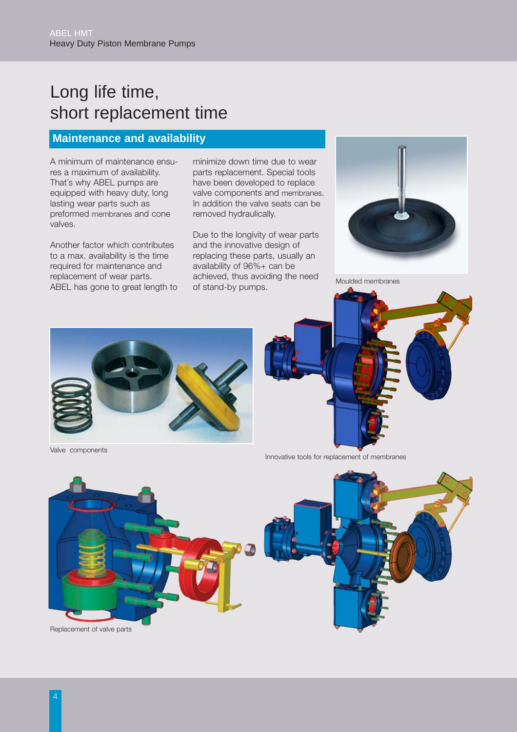# Long life time, short replacement time

## Maintenance and availability

A minimum of maintenance ensures a maximum of availability. That´s why ABEL pumps are equipped with heavy duty, long lasting wear parts such as preformed membranes and cone valves.

Another factor which contributes to a max. availability is the time required for maintenance and replacement of wear parts. ABEL has gone to great length to minimize down time due to wear parts replacement. Special tools have been developed to replace valve components and membranes. In addition the valve seats can be removed hydraulically.

Due to the longivity of wear parts and the innovative design of replacing these parts, usually an availability of 96%+ can be achieved, thus avoiding the need of stand-by pumps.

Moulded membranes

Valve components

Innovative tools for replacement of membranes

Replacement of valve parts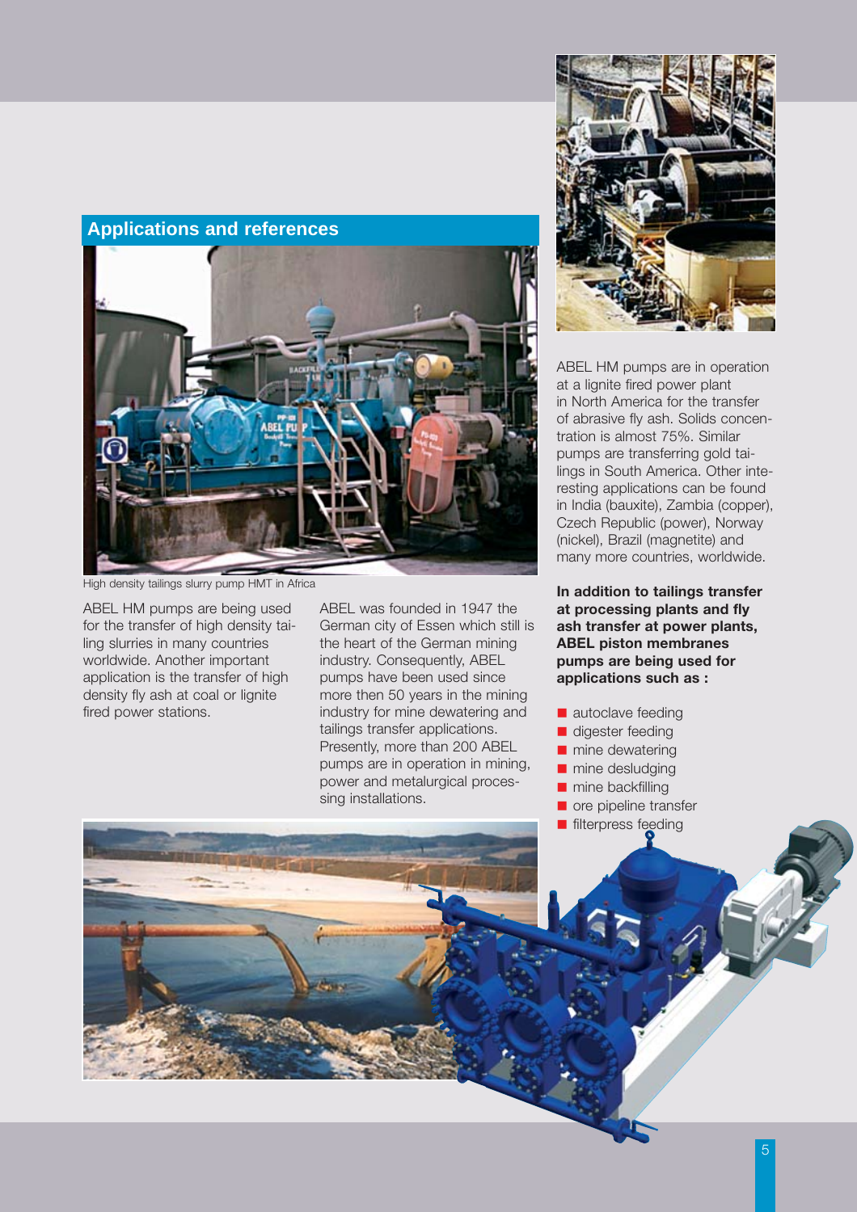## Applications and references

High density tailings slurry pump HMT in Africa

ABEL HM pumps are being used for the transfer of high density tailing slurries in many countries worldwide. Another important application is the transfer of high density fly ash at coal or lignite fired power stations.

ABEL was founded in 1947 the German city of Essen which still is the heart of the German mining industry. Consequently, ABEL pumps have been used since more then 50 years in the mining industry for mine dewatering and tailings transfer applications. Presently, more than 200 ABEL pumps are in operation in mining, power and metalurgical processing installations.

ABEL HM pumps are in operation at a lignite fired power plant in North America for the transfer of abrasive fly ash. Solids concentration is almost 75%. Similar pumps are transferring gold tailings in South America. Other interesting applications can be found in India (bauxite), Zambia (copper), Czech Republic (power), Norway (nickel), Brazil (magnetite) and many more countries, worldwide.

**In addition to tailings transfer at processing plants and fly ash transfer at power plants, ABEL piston membranes pumps are being used for applications such as :**

- autoclave feeding
- digester feeding
- mine dewatering
- mine desludging
- mine backfilling
- ore pipeline transfer
- filterpress feeding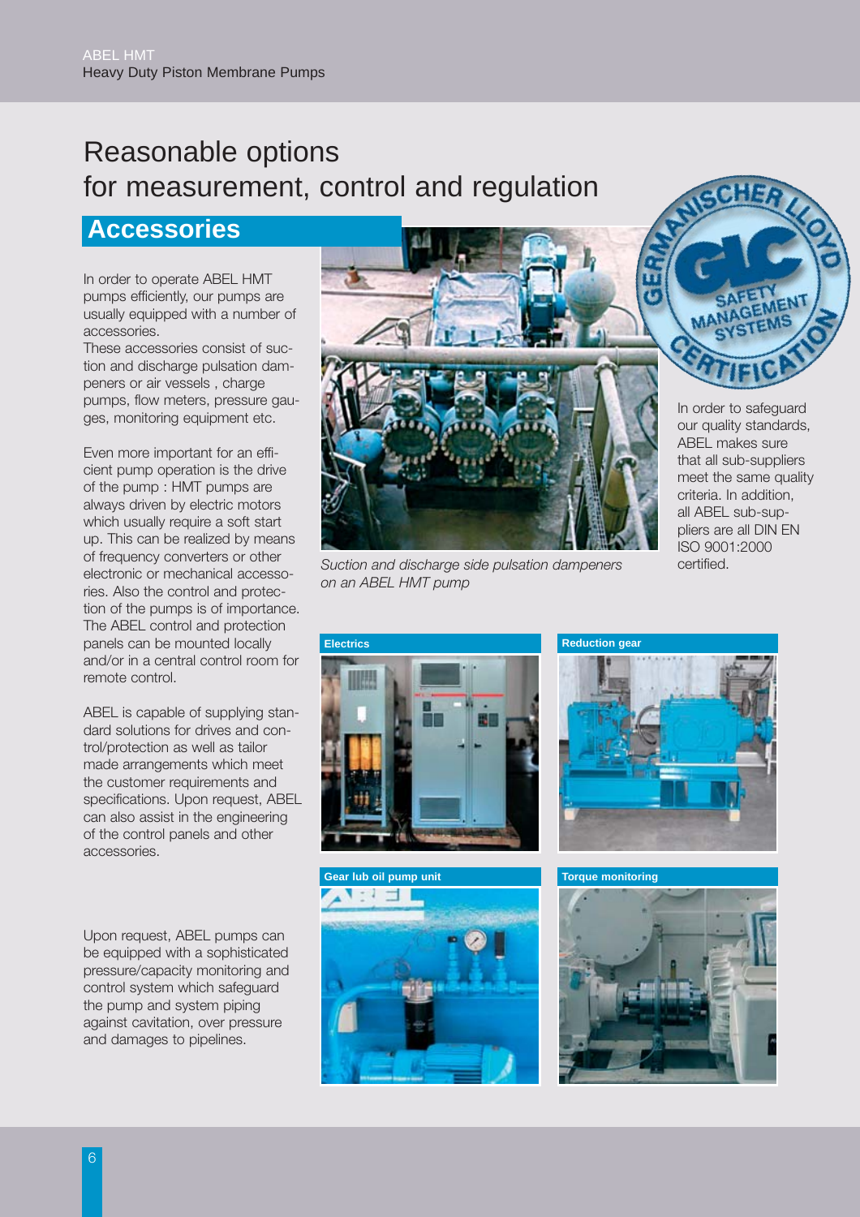# Reasonable options for measurement, control and regulation

## Accessories

In order to operate ABEL HMT pumps efficiently, our pumps are usually equipped with a number of accessories.
These accessories consist of suction and discharge pulsation dampeners or air vessels, charge pumps, flow meters, pressure gauges, monitoring equipment etc.

Even more important for an efficient pump operation is the drive of the pump : HMT pumps are always driven by electric motors which usually require a soft start up. This can be realized by means of frequency converters or other electronic or mechanical accessories. Also the control and protection of the pumps is of importance. The ABEL control and protection panels can be mounted locally and/or in a central control room for remote control.

ABEL is capable of supplying standard solutions for drives and control/protection as well as tailor made arrangements which meet the customer requirements and specifications. Upon request, ABEL can also assist in the engineering of the control panels and other accessories.

Upon request, ABEL pumps can be equipped with a sophisticated pressure/capacity monitoring and control system which safeguard the pump and system piping against cavitation, over pressure and damages to pipelines.

*Suction and discharge side pulsation dampeners on an ABEL HMT pump*

In order to safeguard our quality standards, ABEL makes sure that all sub-suppliers meet the same quality criteria. In addition, all ABEL sub-suppliers are all DIN EN ISO 9001:2000 certified.

**Electrics**

**Reduction gear**

**Gear lub oil pump unit**

**Torque monitoring**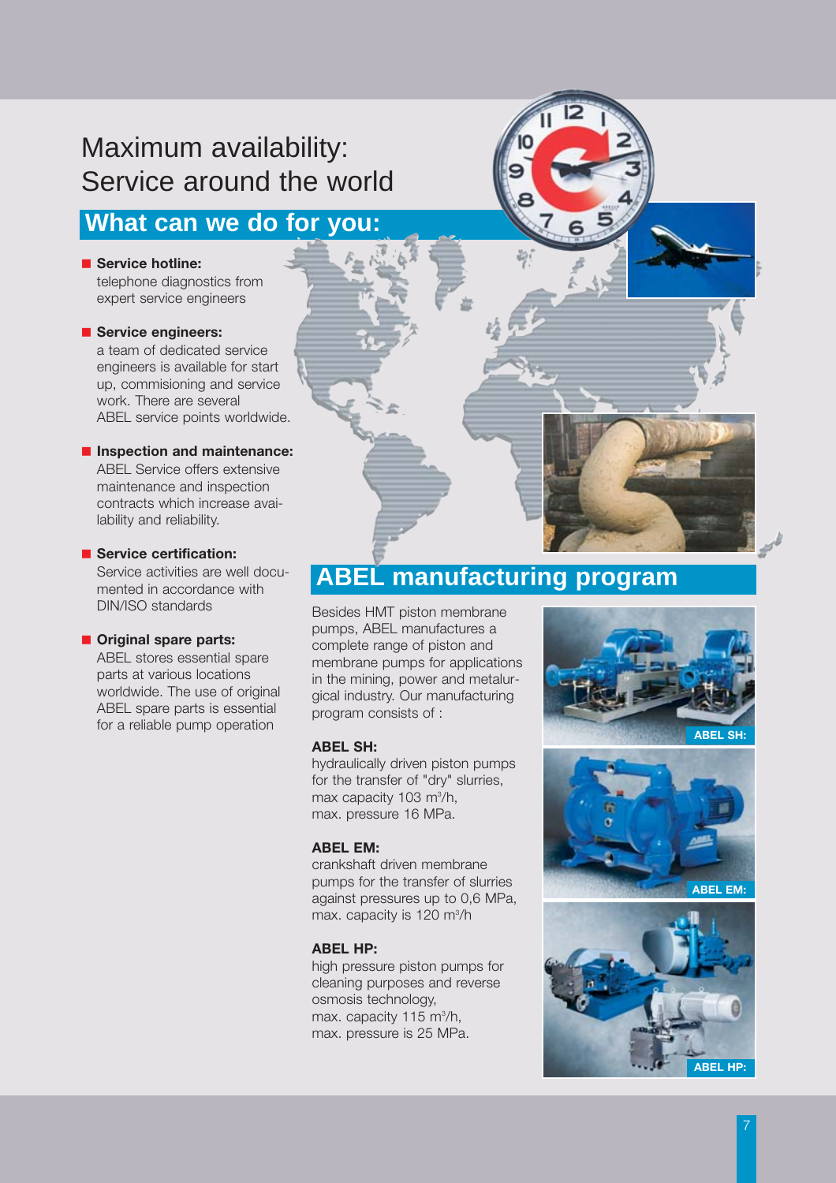# Maximum availability: Service around the world

## What can we do for you:

- **Service hotline:**
  telephone diagnostics from expert service engineers

- **Service engineers:**
  a team of dedicated service engineers is available for start up, commisioning and service work. There are several ABEL service points worldwide.

- **Inspection and maintenance:**
  ABEL Service offers extensive maintenance and inspection contracts which increase availability and reliability.

- **Service certification:**
  Service activities are well documented in accordance with DIN/ISO standards

- **Original spare parts:**
  ABEL stores essential spare parts at various locations worldwide. The use of original ABEL spare parts is essential for a reliable pump operation

## ABEL manufacturing program

Besides HMT piston membrane pumps, ABEL manufactures a complete range of piston and membrane pumps for applications in the mining, power and metalurgical industry. Our manufacturing program consists of :

**ABEL SH:**
hydraulically driven piston pumps for the transfer of "dry" slurries, max capacity 103 $m^3/h$, max. pressure 16 MPa.

**ABEL EM:**
crankshaft driven membrane pumps for the transfer of slurries against pressures up to 0,6 MPa, max. capacity is 120 $m^3/h$

**ABEL HP:**
high pressure piston pumps for cleaning purposes and reverse osmosis technology, max. capacity 115 $m^3/h$, max. pressure is 25 MPa.

ABEL SH:

ABEL EM:

ABEL HP: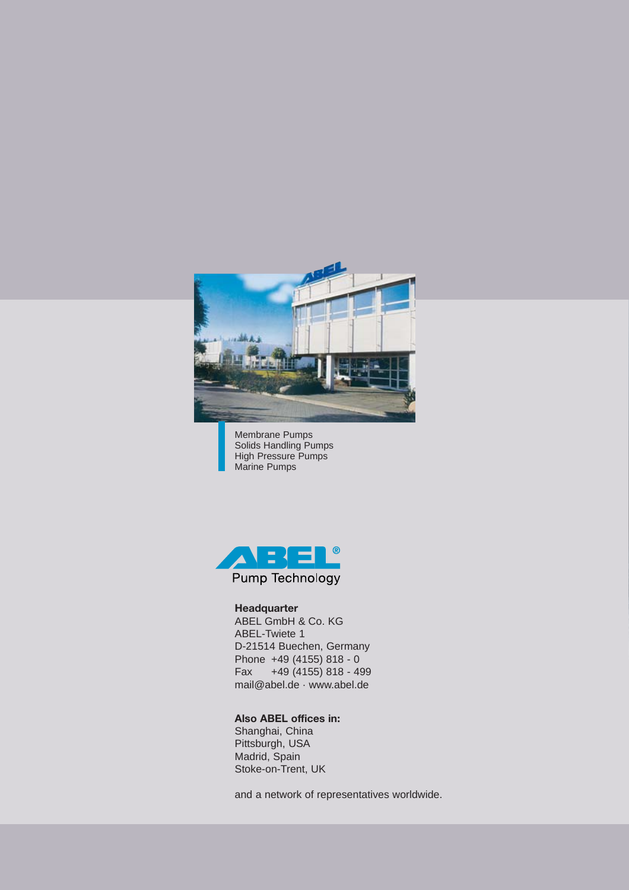Membrane Pumps
Solids Handling Pumps
High Pressure Pumps
Marine Pumps

ABEL®
Pump Technology

**Headquarter**
ABEL GmbH & Co. KG
ABEL-Twiete 1
D-21514 Buechen, Germany
Phone +49 (4155) 818 - 0
Fax +49 (4155) 818 - 499
mail@abel.de · www.abel.de

**Also ABEL offices in:**
Shanghai, China
Pittsburgh, USA
Madrid, Spain
Stoke-on-Trent, UK

and a network of representatives worldwide.